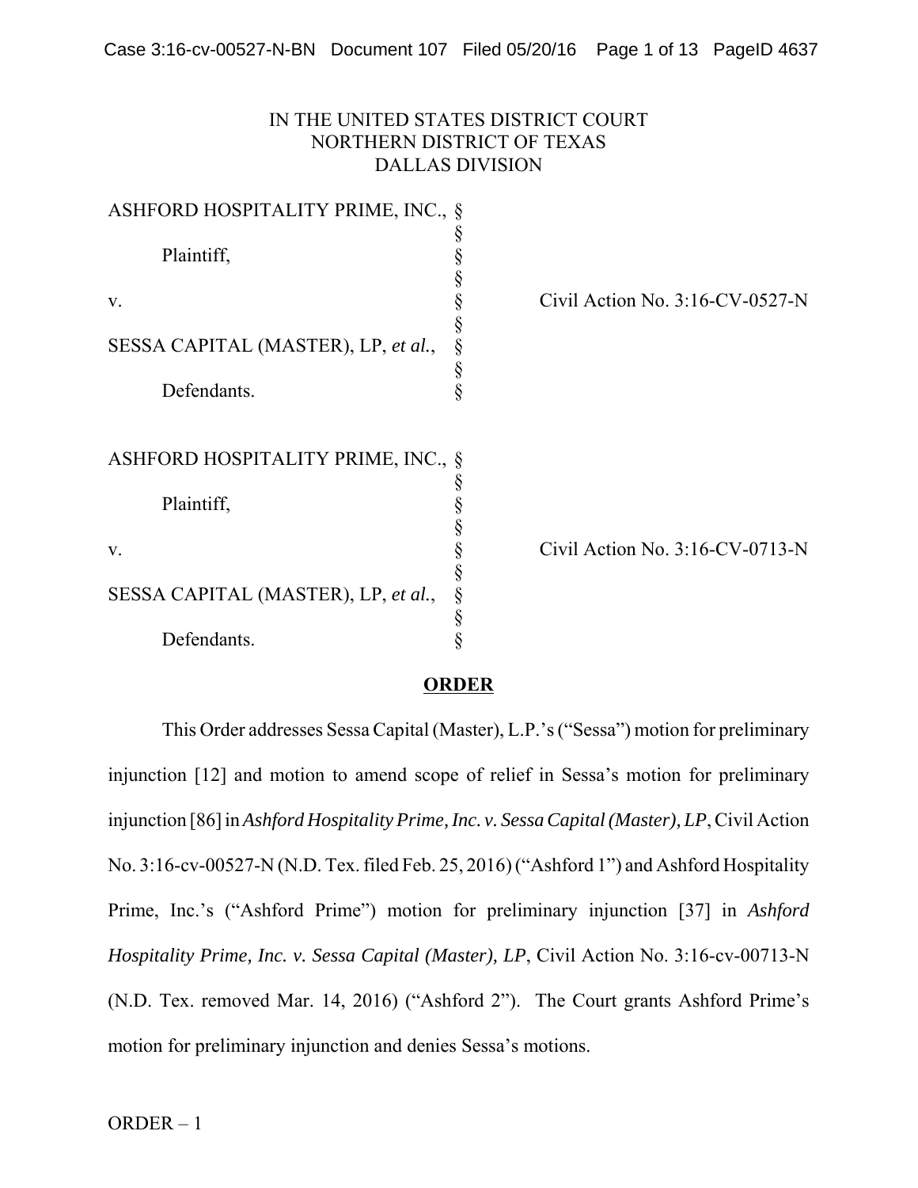IN THE UNITED STATES DISTRICT COURT
NORTHERN DISTRICT OF TEXAS
DALLAS DIVISION

ASHFORD HOSPITALITY PRIME, INC., §
§
Plaintiff, §
§
v. § Civil Action No. 3:16-CV-0527-N
§
SESSA CAPITAL (MASTER), LP, *et al.*, §
§
Defendants. §

ASHFORD HOSPITALITY PRIME, INC., §
§
Plaintiff, §
§
v. § Civil Action No. 3:16-CV-0713-N
§
SESSA CAPITAL (MASTER), LP, *et al.*, §
§
Defendants. §

**ORDER**

This Order addresses Sessa Capital (Master), L.P.'s ("Sessa") motion for preliminary injunction [12] and motion to amend scope of relief in Sessa's motion for preliminary injunction [86] in *Ashford Hospitality Prime, Inc. v. Sessa Capital (Master), LP*, Civil Action No. 3:16-cv-00527-N (N.D. Tex. filed Feb. 25, 2016) ("Ashford 1") and Ashford Hospitality Prime, Inc.'s ("Ashford Prime") motion for preliminary injunction [37] in *Ashford Hospitality Prime, Inc. v. Sessa Capital (Master), LP*, Civil Action No. 3:16-cv-00713-N (N.D. Tex. removed Mar. 14, 2016) ("Ashford 2"). The Court grants Ashford Prime's motion for preliminary injunction and denies Sessa's motions.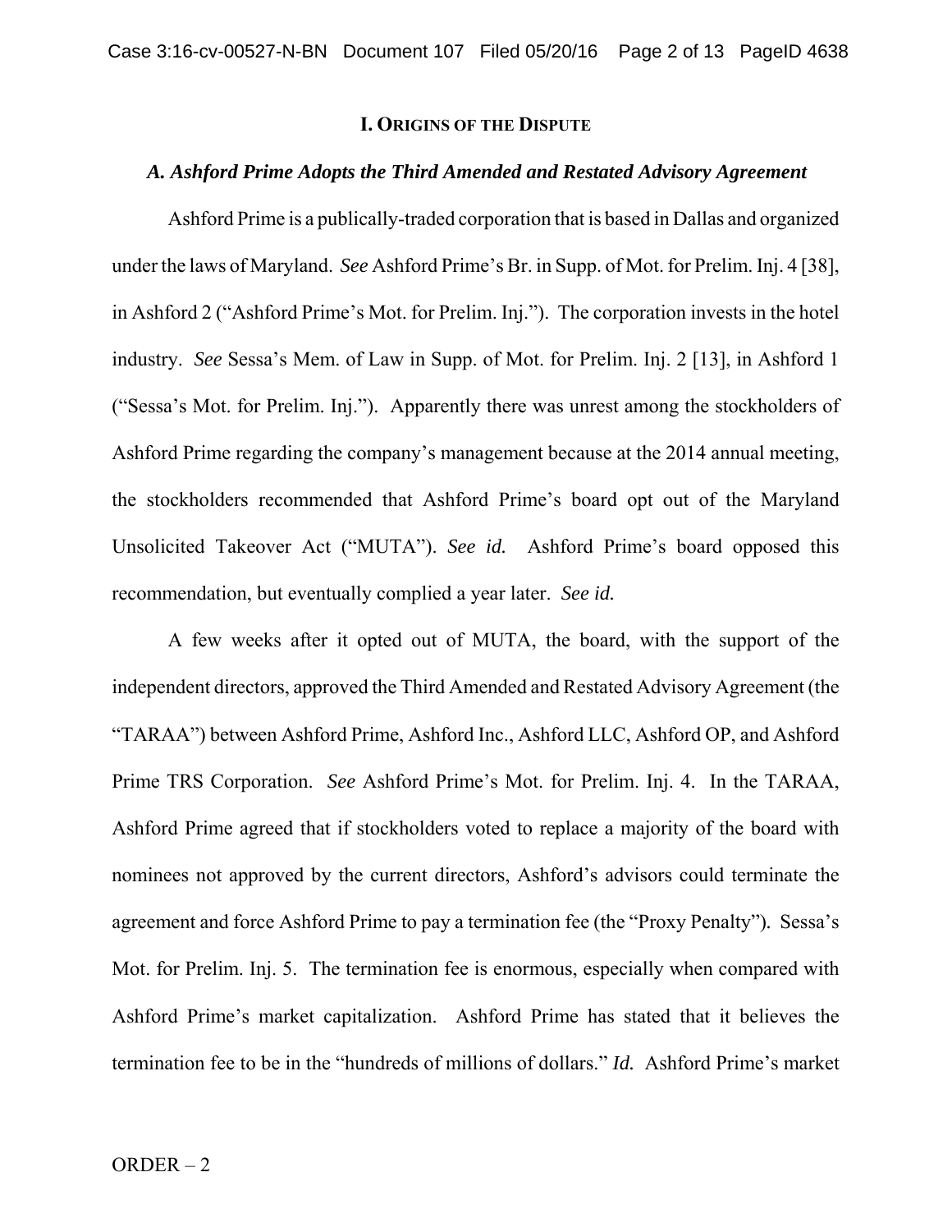## I. ORIGINS OF THE DISPUTE

### *A. Ashford Prime Adopts the Third Amended and Restated Advisory Agreement*

Ashford Prime is a publically-traded corporation that is based in Dallas and organized under the laws of Maryland. *See* Ashford Prime's Br. in Supp. of Mot. for Prelim. Inj. 4 [38], in Ashford 2 ("Ashford Prime's Mot. for Prelim. Inj."). The corporation invests in the hotel industry. *See* Sessa's Mem. of Law in Supp. of Mot. for Prelim. Inj. 2 [13], in Ashford 1 ("Sessa's Mot. for Prelim. Inj."). Apparently there was unrest among the stockholders of Ashford Prime regarding the company's management because at the 2014 annual meeting, the stockholders recommended that Ashford Prime's board opt out of the Maryland Unsolicited Takeover Act ("MUTA"). *See id.* Ashford Prime's board opposed this recommendation, but eventually complied a year later. *See id.*

A few weeks after it opted out of MUTA, the board, with the support of the independent directors, approved the Third Amended and Restated Advisory Agreement (the "TARAA") between Ashford Prime, Ashford Inc., Ashford LLC, Ashford OP, and Ashford Prime TRS Corporation. *See* Ashford Prime's Mot. for Prelim. Inj. 4. In the TARAA, Ashford Prime agreed that if stockholders voted to replace a majority of the board with nominees not approved by the current directors, Ashford's advisors could terminate the agreement and force Ashford Prime to pay a termination fee (the "Proxy Penalty"). Sessa's Mot. for Prelim. Inj. 5. The termination fee is enormous, especially when compared with Ashford Prime's market capitalization. Ashford Prime has stated that it believes the termination fee to be in the "hundreds of millions of dollars." *Id.* Ashford Prime's market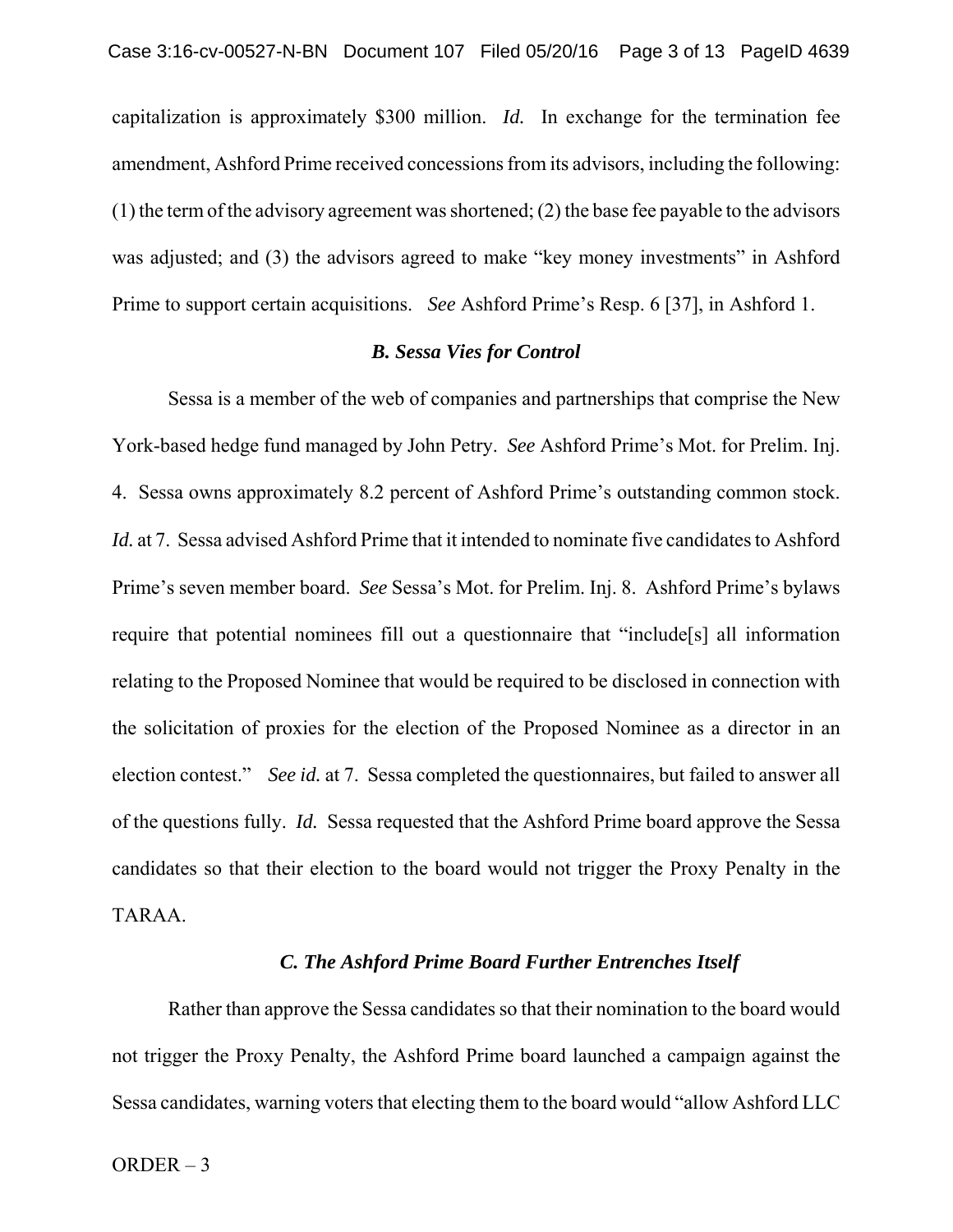capitalization is approximately $300 million. *Id.* In exchange for the termination fee amendment, Ashford Prime received concessions from its advisors, including the following: (1) the term of the advisory agreement was shortened; (2) the base fee payable to the advisors was adjusted; and (3) the advisors agreed to make "key money investments" in Ashford Prime to support certain acquisitions. *See* Ashford Prime's Resp. 6 [37], in Ashford 1.

### *B. Sessa Vies for Control*

Sessa is a member of the web of companies and partnerships that comprise the New York-based hedge fund managed by John Petry. *See* Ashford Prime's Mot. for Prelim. Inj. 4. Sessa owns approximately 8.2 percent of Ashford Prime's outstanding common stock. *Id.* at 7. Sessa advised Ashford Prime that it intended to nominate five candidates to Ashford Prime's seven member board. *See* Sessa's Mot. for Prelim. Inj. 8. Ashford Prime's bylaws require that potential nominees fill out a questionnaire that "include[s] all information relating to the Proposed Nominee that would be required to be disclosed in connection with the solicitation of proxies for the election of the Proposed Nominee as a director in an election contest." *See id.* at 7. Sessa completed the questionnaires, but failed to answer all of the questions fully. *Id.* Sessa requested that the Ashford Prime board approve the Sessa candidates so that their election to the board would not trigger the Proxy Penalty in the TARAA.

### *C. The Ashford Prime Board Further Entrenches Itself*

Rather than approve the Sessa candidates so that their nomination to the board would not trigger the Proxy Penalty, the Ashford Prime board launched a campaign against the Sessa candidates, warning voters that electing them to the board would "allow Ashford LLC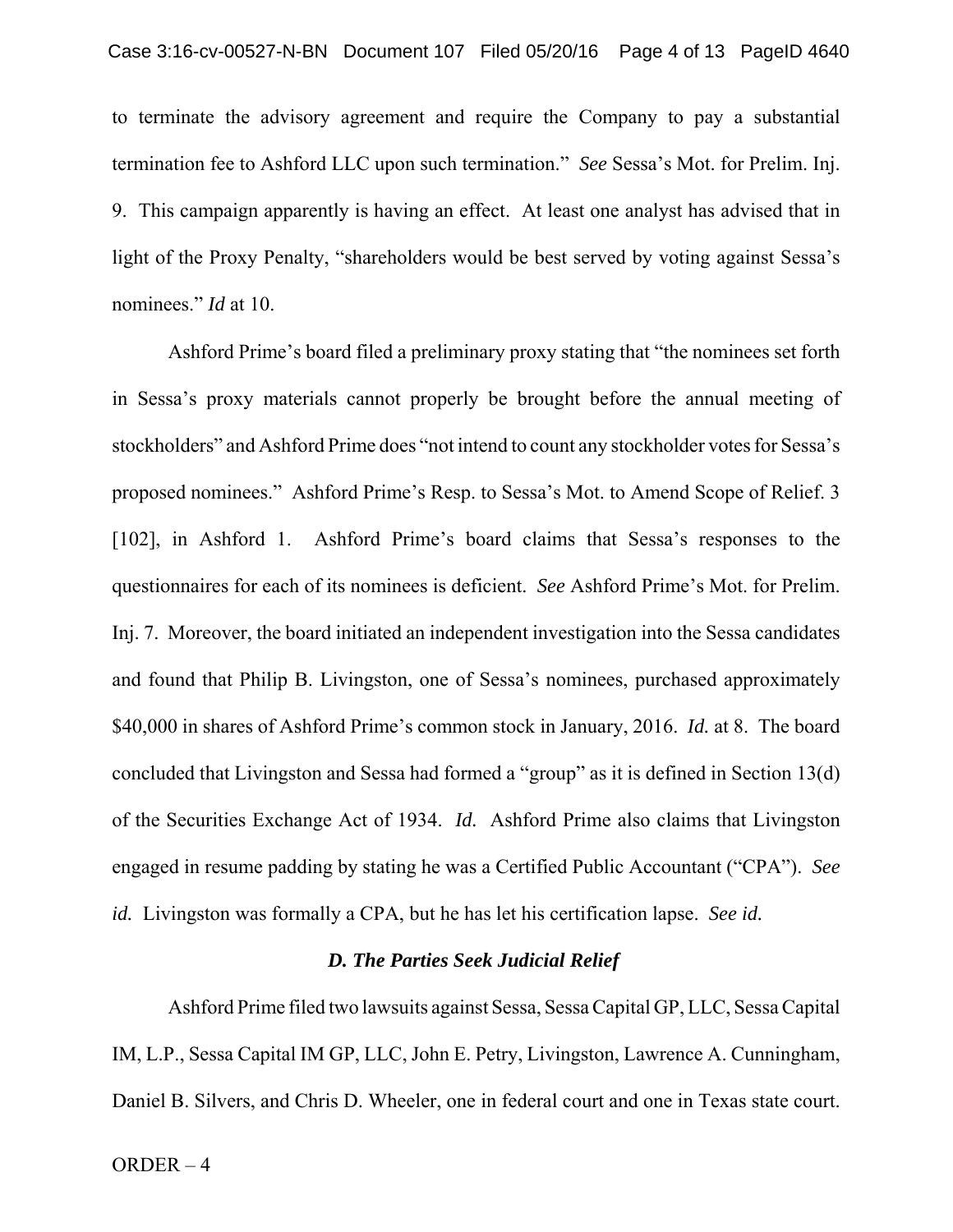to terminate the advisory agreement and require the Company to pay a substantial termination fee to Ashford LLC upon such termination." *See* Sessa's Mot. for Prelim. Inj. 9. This campaign apparently is having an effect. At least one analyst has advised that in light of the Proxy Penalty, "shareholders would be best served by voting against Sessa's nominees." *Id* at 10.

Ashford Prime's board filed a preliminary proxy stating that "the nominees set forth in Sessa's proxy materials cannot properly be brought before the annual meeting of stockholders" and Ashford Prime does "not intend to count any stockholder votes for Sessa's proposed nominees." Ashford Prime's Resp. to Sessa's Mot. to Amend Scope of Relief. 3 [102], in Ashford 1. Ashford Prime's board claims that Sessa's responses to the questionnaires for each of its nominees is deficient. *See* Ashford Prime's Mot. for Prelim. Inj. 7. Moreover, the board initiated an independent investigation into the Sessa candidates and found that Philip B. Livingston, one of Sessa's nominees, purchased approximately $40,000 in shares of Ashford Prime's common stock in January, 2016. *Id.* at 8. The board concluded that Livingston and Sessa had formed a "group" as it is defined in Section 13(d) of the Securities Exchange Act of 1934. *Id.* Ashford Prime also claims that Livingston engaged in resume padding by stating he was a Certified Public Accountant ("CPA"). *See id.* Livingston was formally a CPA, but he has let his certification lapse. *See id.*

### *D. The Parties Seek Judicial Relief*

Ashford Prime filed two lawsuits against Sessa, Sessa Capital GP, LLC, Sessa Capital IM, L.P., Sessa Capital IM GP, LLC, John E. Petry, Livingston, Lawrence A. Cunningham, Daniel B. Silvers, and Chris D. Wheeler, one in federal court and one in Texas state court.

ORDER – 4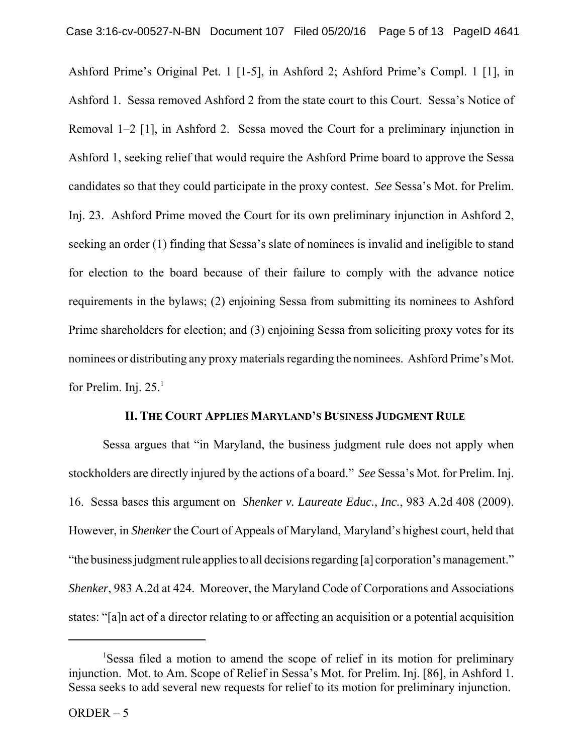Ashford Prime's Original Pet. 1 [1-5], in Ashford 2; Ashford Prime's Compl. 1 [1], in Ashford 1. Sessa removed Ashford 2 from the state court to this Court. Sessa's Notice of Removal 1–2 [1], in Ashford 2. Sessa moved the Court for a preliminary injunction in Ashford 1, seeking relief that would require the Ashford Prime board to approve the Sessa candidates so that they could participate in the proxy contest. *See* Sessa's Mot. for Prelim. Inj. 23. Ashford Prime moved the Court for its own preliminary injunction in Ashford 2, seeking an order (1) finding that Sessa's slate of nominees is invalid and ineligible to stand for election to the board because of their failure to comply with the advance notice requirements in the bylaws; (2) enjoining Sessa from submitting its nominees to Ashford Prime shareholders for election; and (3) enjoining Sessa from soliciting proxy votes for its nominees or distributing any proxy materials regarding the nominees. Ashford Prime's Mot. for Prelim. Inj. 25.[1]

## II. The Court Applies Maryland's Business Judgment Rule

Sessa argues that "in Maryland, the business judgment rule does not apply when stockholders are directly injured by the actions of a board." *See* Sessa's Mot. for Prelim. Inj. 16. Sessa bases this argument on *Shenker v. Laureate Educ., Inc.*, 983 A.2d 408 (2009). However, in *Shenker* the Court of Appeals of Maryland, Maryland's highest court, held that "the business judgment rule applies to all decisions regarding [a] corporation's management." *Shenker*, 983 A.2d at 424. Moreover, the Maryland Code of Corporations and Associations states: "[a]n act of a director relating to or affecting an acquisition or a potential acquisition

[1]Sessa filed a motion to amend the scope of relief in its motion for preliminary injunction. Mot. to Am. Scope of Relief in Sessa's Mot. for Prelim. Inj. [86], in Ashford 1. Sessa seeks to add several new requests for relief to its motion for preliminary injunction.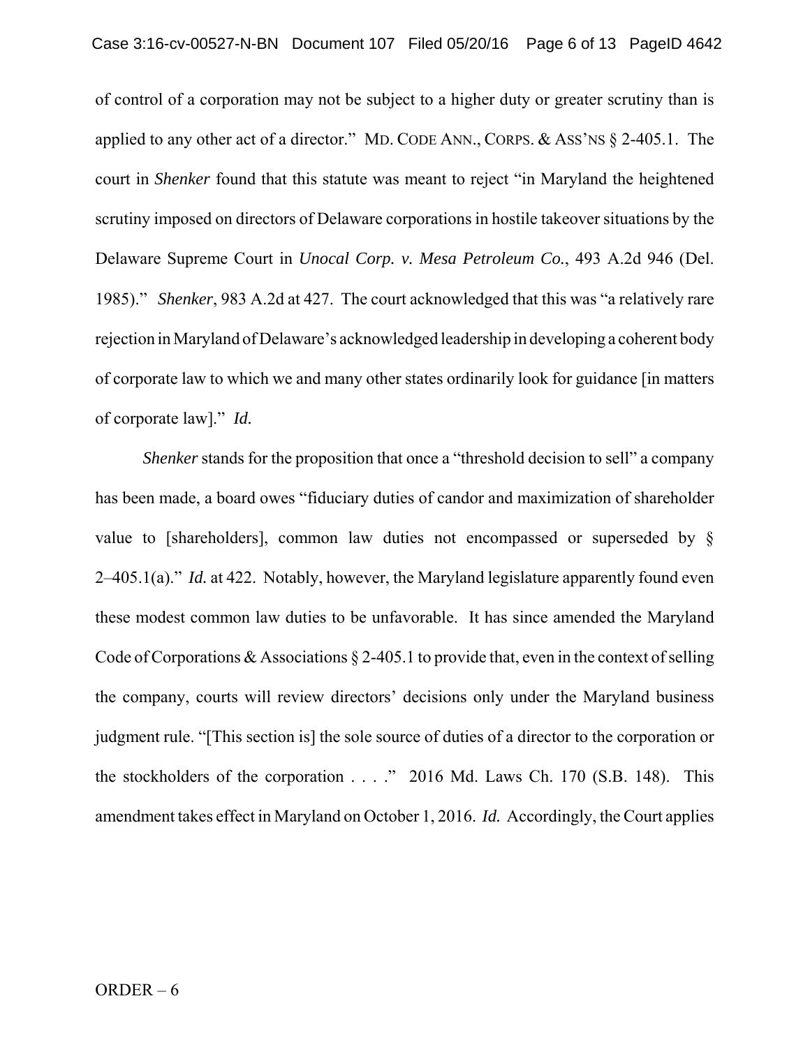of control of a corporation may not be subject to a higher duty or greater scrutiny than is applied to any other act of a director." MD. CODE ANN., CORPS. & ASS'NS § 2-405.1. The court in *Shenker* found that this statute was meant to reject "in Maryland the heightened scrutiny imposed on directors of Delaware corporations in hostile takeover situations by the Delaware Supreme Court in *Unocal Corp. v. Mesa Petroleum Co.*, 493 A.2d 946 (Del. 1985)." *Shenker*, 983 A.2d at 427. The court acknowledged that this was "a relatively rare rejection in Maryland of Delaware's acknowledged leadership in developing a coherent body of corporate law to which we and many other states ordinarily look for guidance [in matters of corporate law]." *Id.*

*Shenker* stands for the proposition that once a "threshold decision to sell" a company has been made, a board owes "fiduciary duties of candor and maximization of shareholder value to [shareholders], common law duties not encompassed or superseded by § 2–405.1(a)." *Id.* at 422. Notably, however, the Maryland legislature apparently found even these modest common law duties to be unfavorable. It has since amended the Maryland Code of Corporations & Associations § 2-405.1 to provide that, even in the context of selling the company, courts will review directors' decisions only under the Maryland business judgment rule. "[This section is] the sole source of duties of a director to the corporation or the stockholders of the corporation . . . ." 2016 Md. Laws Ch. 170 (S.B. 148). This amendment takes effect in Maryland on October 1, 2016. *Id.* Accordingly, the Court applies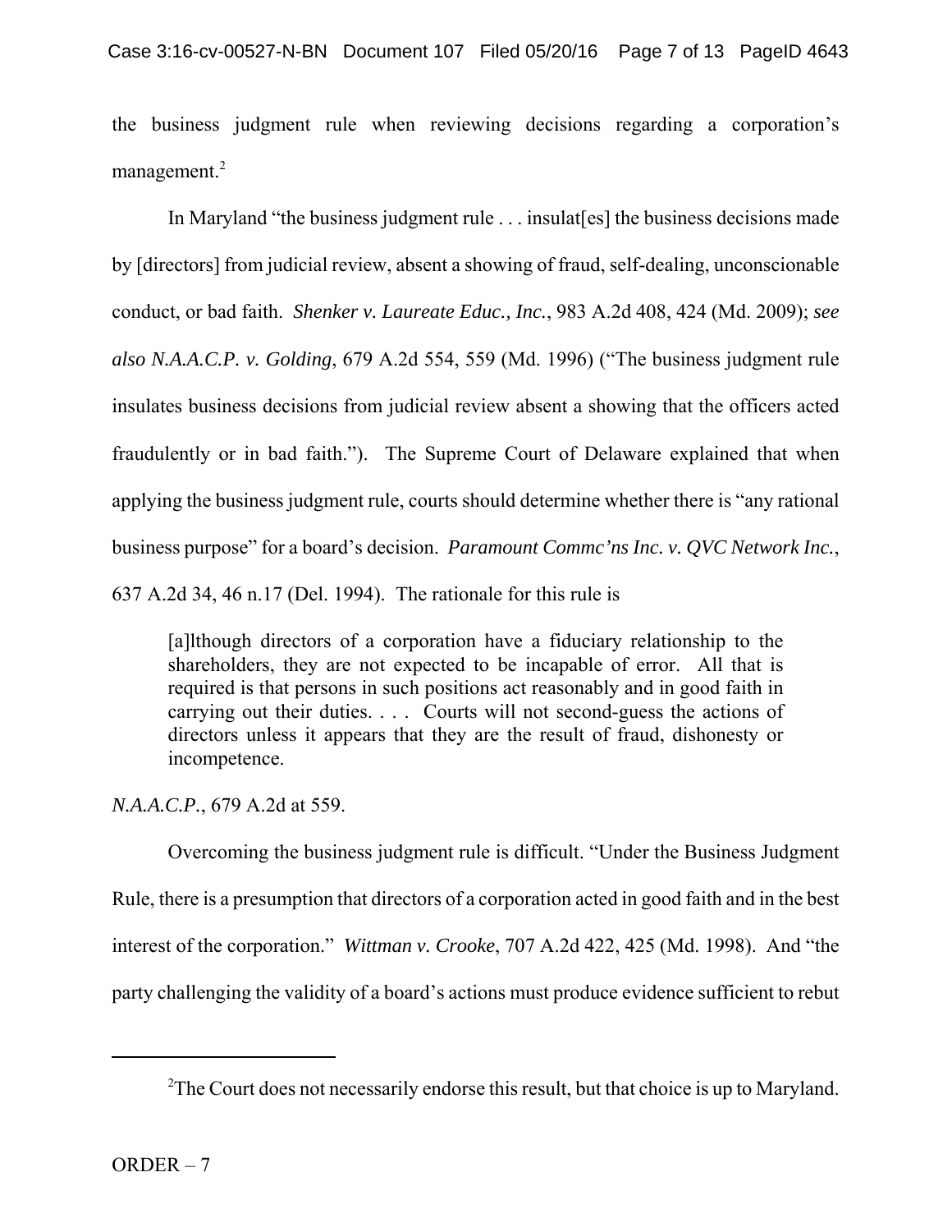the business judgment rule when reviewing decisions regarding a corporation's management.[2]

In Maryland "the business judgment rule . . . insulat[es] the business decisions made by [directors] from judicial review, absent a showing of fraud, self-dealing, unconscionable conduct, or bad faith. *Shenker v. Laureate Educ., Inc.*, 983 A.2d 408, 424 (Md. 2009); *see also N.A.A.C.P. v. Golding*, 679 A.2d 554, 559 (Md. 1996) ("The business judgment rule insulates business decisions from judicial review absent a showing that the officers acted fraudulently or in bad faith."). The Supreme Court of Delaware explained that when applying the business judgment rule, courts should determine whether there is "any rational business purpose" for a board's decision. *Paramount Commc'ns Inc. v. QVC Network Inc.*, 637 A.2d 34, 46 n.17 (Del. 1994). The rationale for this rule is

> [a]lthough directors of a corporation have a fiduciary relationship to the shareholders, they are not expected to be incapable of error. All that is required is that persons in such positions act reasonably and in good faith in carrying out their duties. . . . Courts will not second-guess the actions of directors unless it appears that they are the result of fraud, dishonesty or incompetence.

*N.A.A.C.P.*, 679 A.2d at 559.

Overcoming the business judgment rule is difficult. "Under the Business Judgment Rule, there is a presumption that directors of a corporation acted in good faith and in the best interest of the corporation." *Wittman v. Crooke*, 707 A.2d 422, 425 (Md. 1998). And "the party challenging the validity of a board's actions must produce evidence sufficient to rebut

---

[2]The Court does not necessarily endorse this result, but that choice is up to Maryland.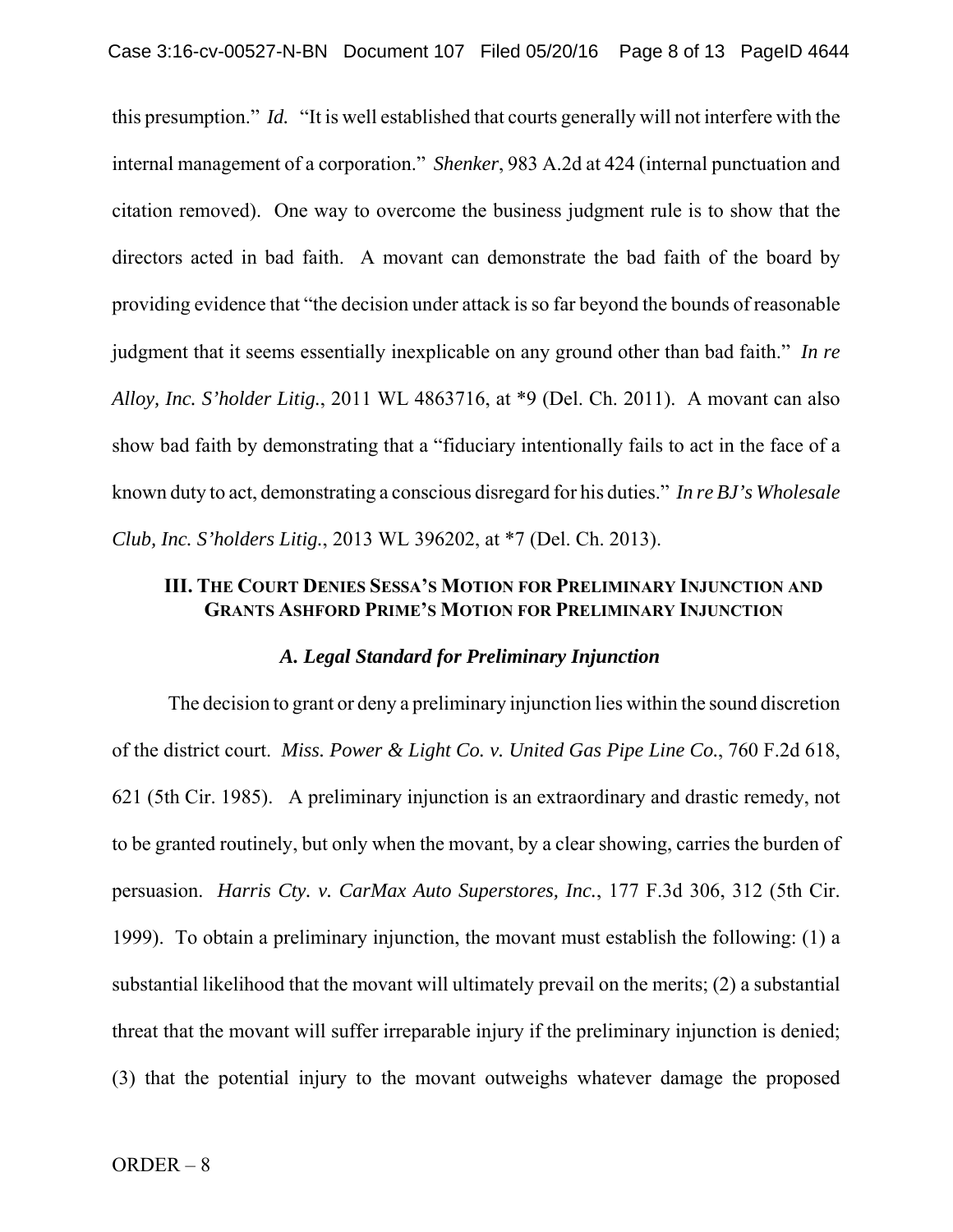this presumption." *Id.* "It is well established that courts generally will not interfere with the internal management of a corporation." *Shenker*, 983 A.2d at 424 (internal punctuation and citation removed). One way to overcome the business judgment rule is to show that the directors acted in bad faith. A movant can demonstrate the bad faith of the board by providing evidence that "the decision under attack is so far beyond the bounds of reasonable judgment that it seems essentially inexplicable on any ground other than bad faith." *In re Alloy, Inc. S'holder Litig.*, 2011 WL 4863716, at *9 (Del. Ch. 2011). A movant can also show bad faith by demonstrating that a "fiduciary intentionally fails to act in the face of a known duty to act, demonstrating a conscious disregard for his duties." *In re BJ's Wholesale Club, Inc. S'holders Litig.*, 2013 WL 396202, at *7 (Del. Ch. 2013).

## III. The Court Denies Sessa's Motion for Preliminary Injunction and Grants Ashford Prime's Motion for Preliminary Injunction

### *A. Legal Standard for Preliminary Injunction*

The decision to grant or deny a preliminary injunction lies within the sound discretion of the district court. *Miss. Power & Light Co. v. United Gas Pipe Line Co.*, 760 F.2d 618, 621 (5th Cir. 1985). A preliminary injunction is an extraordinary and drastic remedy, not to be granted routinely, but only when the movant, by a clear showing, carries the burden of persuasion. *Harris Cty. v. CarMax Auto Superstores, Inc.*, 177 F.3d 306, 312 (5th Cir. 1999). To obtain a preliminary injunction, the movant must establish the following: (1) a substantial likelihood that the movant will ultimately prevail on the merits; (2) a substantial threat that the movant will suffer irreparable injury if the preliminary injunction is denied; (3) that the potential injury to the movant outweighs whatever damage the proposed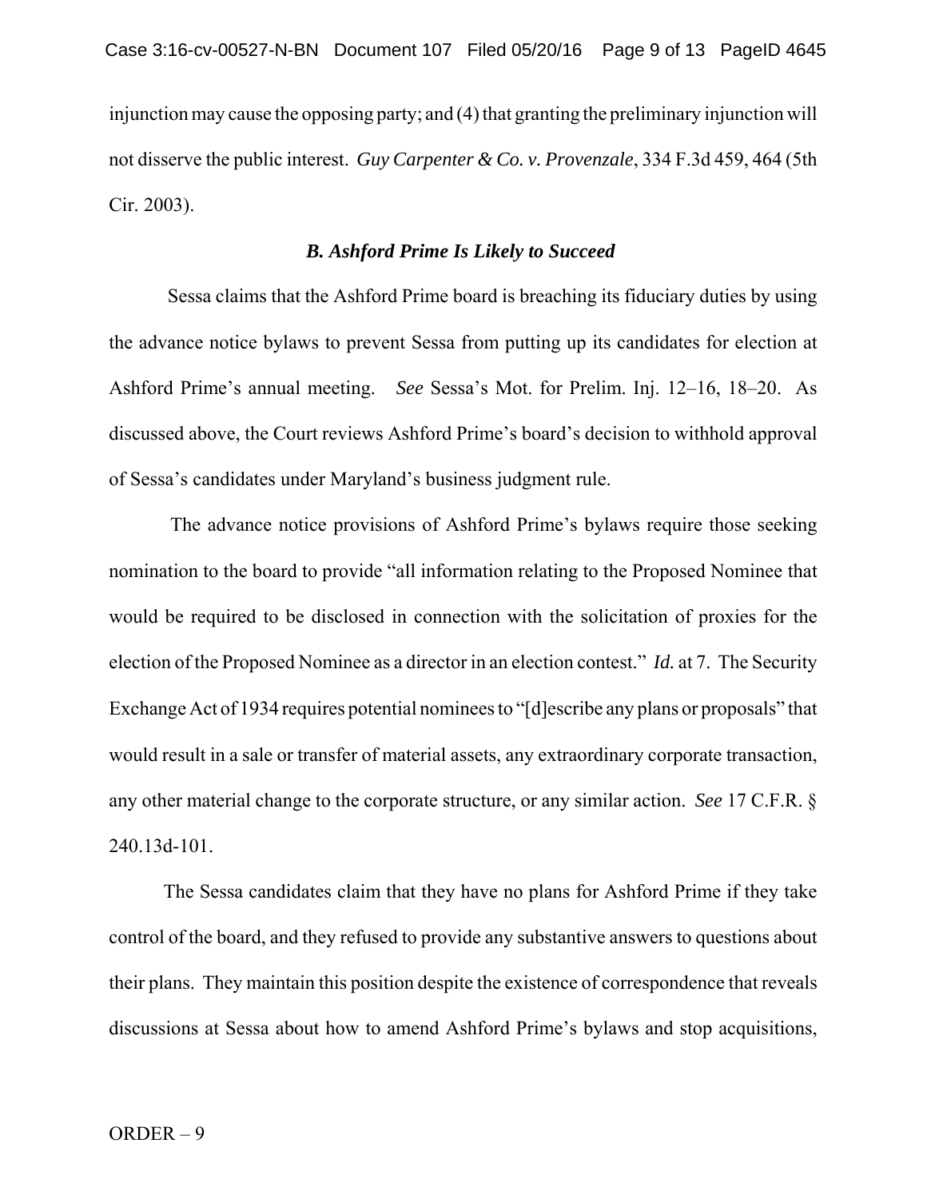injunction may cause the opposing party; and (4) that granting the preliminary injunction will not disserve the public interest. *Guy Carpenter & Co. v. Provenzale*, 334 F.3d 459, 464 (5th Cir. 2003).

### *B. Ashford Prime Is Likely to Succeed*

Sessa claims that the Ashford Prime board is breaching its fiduciary duties by using the advance notice bylaws to prevent Sessa from putting up its candidates for election at Ashford Prime's annual meeting. *See* Sessa's Mot. for Prelim. Inj. 12–16, 18–20. As discussed above, the Court reviews Ashford Prime's board's decision to withhold approval of Sessa's candidates under Maryland's business judgment rule.

The advance notice provisions of Ashford Prime's bylaws require those seeking nomination to the board to provide "all information relating to the Proposed Nominee that would be required to be disclosed in connection with the solicitation of proxies for the election of the Proposed Nominee as a director in an election contest." *Id.* at 7. The Security Exchange Act of 1934 requires potential nominees to "[d]escribe any plans or proposals" that would result in a sale or transfer of material assets, any extraordinary corporate transaction, any other material change to the corporate structure, or any similar action. *See* 17 C.F.R. § 240.13d-101.

The Sessa candidates claim that they have no plans for Ashford Prime if they take control of the board, and they refused to provide any substantive answers to questions about their plans. They maintain this position despite the existence of correspondence that reveals discussions at Sessa about how to amend Ashford Prime's bylaws and stop acquisitions,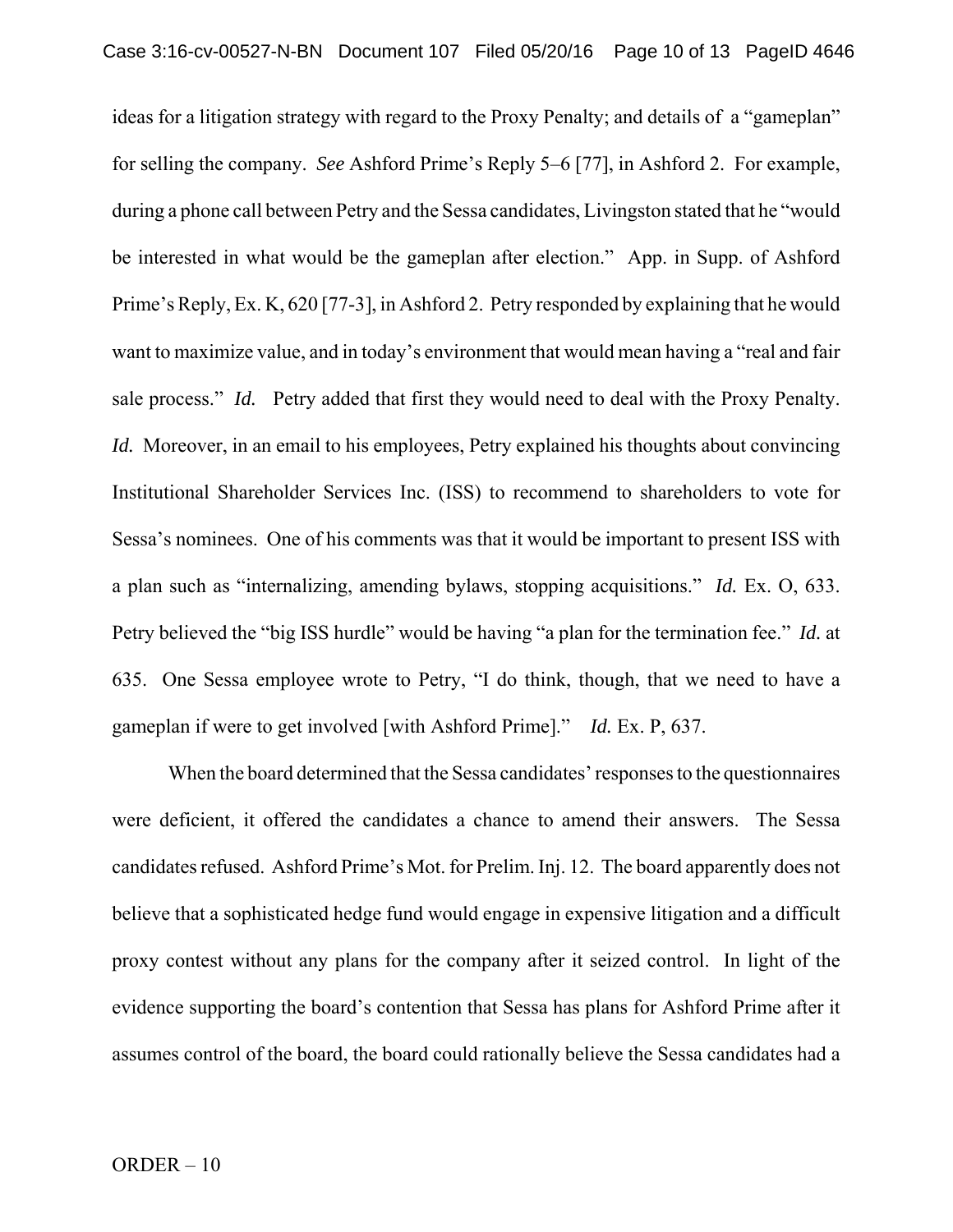ideas for a litigation strategy with regard to the Proxy Penalty; and details of a "gameplan" for selling the company. *See* Ashford Prime's Reply 5–6 [77], in Ashford 2. For example, during a phone call between Petry and the Sessa candidates, Livingston stated that he "would be interested in what would be the gameplan after election." App. in Supp. of Ashford Prime's Reply, Ex. K, 620 [77-3], in Ashford 2. Petry responded by explaining that he would want to maximize value, and in today's environment that would mean having a "real and fair sale process." *Id.* Petry added that first they would need to deal with the Proxy Penalty. *Id.* Moreover, in an email to his employees, Petry explained his thoughts about convincing Institutional Shareholder Services Inc. (ISS) to recommend to shareholders to vote for Sessa's nominees. One of his comments was that it would be important to present ISS with a plan such as "internalizing, amending bylaws, stopping acquisitions." *Id.* Ex. O, 633. Petry believed the "big ISS hurdle" would be having "a plan for the termination fee." *Id.* at 635. One Sessa employee wrote to Petry, "I do think, though, that we need to have a gameplan if were to get involved [with Ashford Prime]." *Id.* Ex. P, 637.

When the board determined that the Sessa candidates' responses to the questionnaires were deficient, it offered the candidates a chance to amend their answers. The Sessa candidates refused. Ashford Prime's Mot. for Prelim. Inj. 12. The board apparently does not believe that a sophisticated hedge fund would engage in expensive litigation and a difficult proxy contest without any plans for the company after it seized control. In light of the evidence supporting the board's contention that Sessa has plans for Ashford Prime after it assumes control of the board, the board could rationally believe the Sessa candidates had a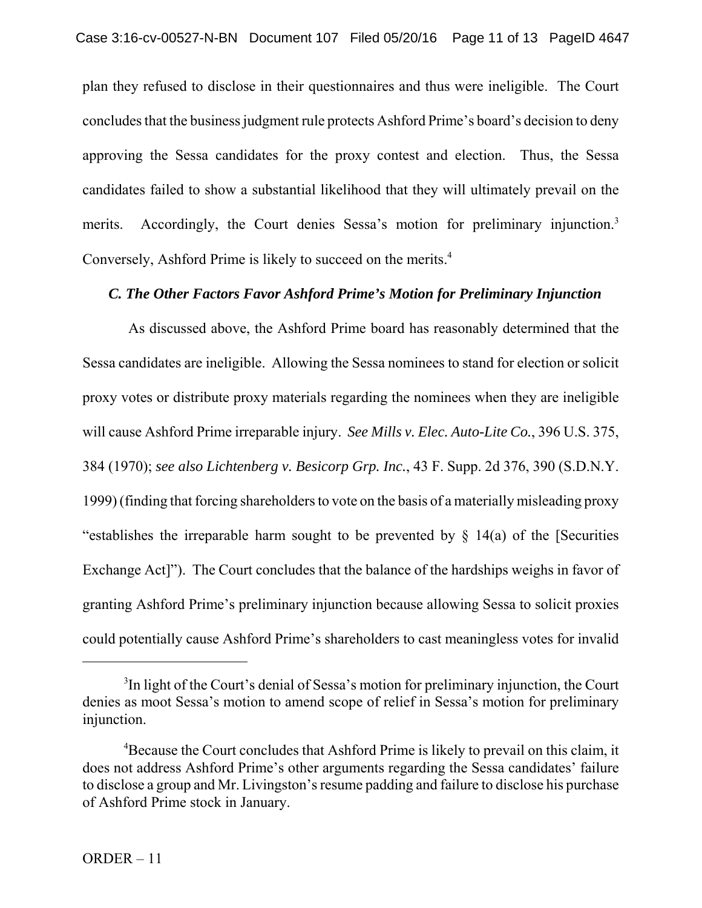plan they refused to disclose in their questionnaires and thus were ineligible. The Court concludes that the business judgment rule protects Ashford Prime's board's decision to deny approving the Sessa candidates for the proxy contest and election. Thus, the Sessa candidates failed to show a substantial likelihood that they will ultimately prevail on the merits. Accordingly, the Court denies Sessa's motion for preliminary injunction.[3] Conversely, Ashford Prime is likely to succeed on the merits.[4]

### *C. The Other Factors Favor Ashford Prime's Motion for Preliminary Injunction*

As discussed above, the Ashford Prime board has reasonably determined that the Sessa candidates are ineligible. Allowing the Sessa nominees to stand for election or solicit proxy votes or distribute proxy materials regarding the nominees when they are ineligible will cause Ashford Prime irreparable injury. *See Mills v. Elec. Auto-Lite Co.*, 396 U.S. 375, 384 (1970); *see also Lichtenberg v. Besicorp Grp. Inc.*, 43 F. Supp. 2d 376, 390 (S.D.N.Y. 1999) (finding that forcing shareholders to vote on the basis of a materially misleading proxy "establishes the irreparable harm sought to be prevented by § 14(a) of the [Securities Exchange Act]"). The Court concludes that the balance of the hardships weighs in favor of granting Ashford Prime's preliminary injunction because allowing Sessa to solicit proxies could potentially cause Ashford Prime's shareholders to cast meaningless votes for invalid

---

[3] In light of the Court's denial of Sessa's motion for preliminary injunction, the Court denies as moot Sessa's motion to amend scope of relief in Sessa's motion for preliminary injunction.

[4] Because the Court concludes that Ashford Prime is likely to prevail on this claim, it does not address Ashford Prime's other arguments regarding the Sessa candidates' failure to disclose a group and Mr. Livingston's resume padding and failure to disclose his purchase of Ashford Prime stock in January.

ORDER – 11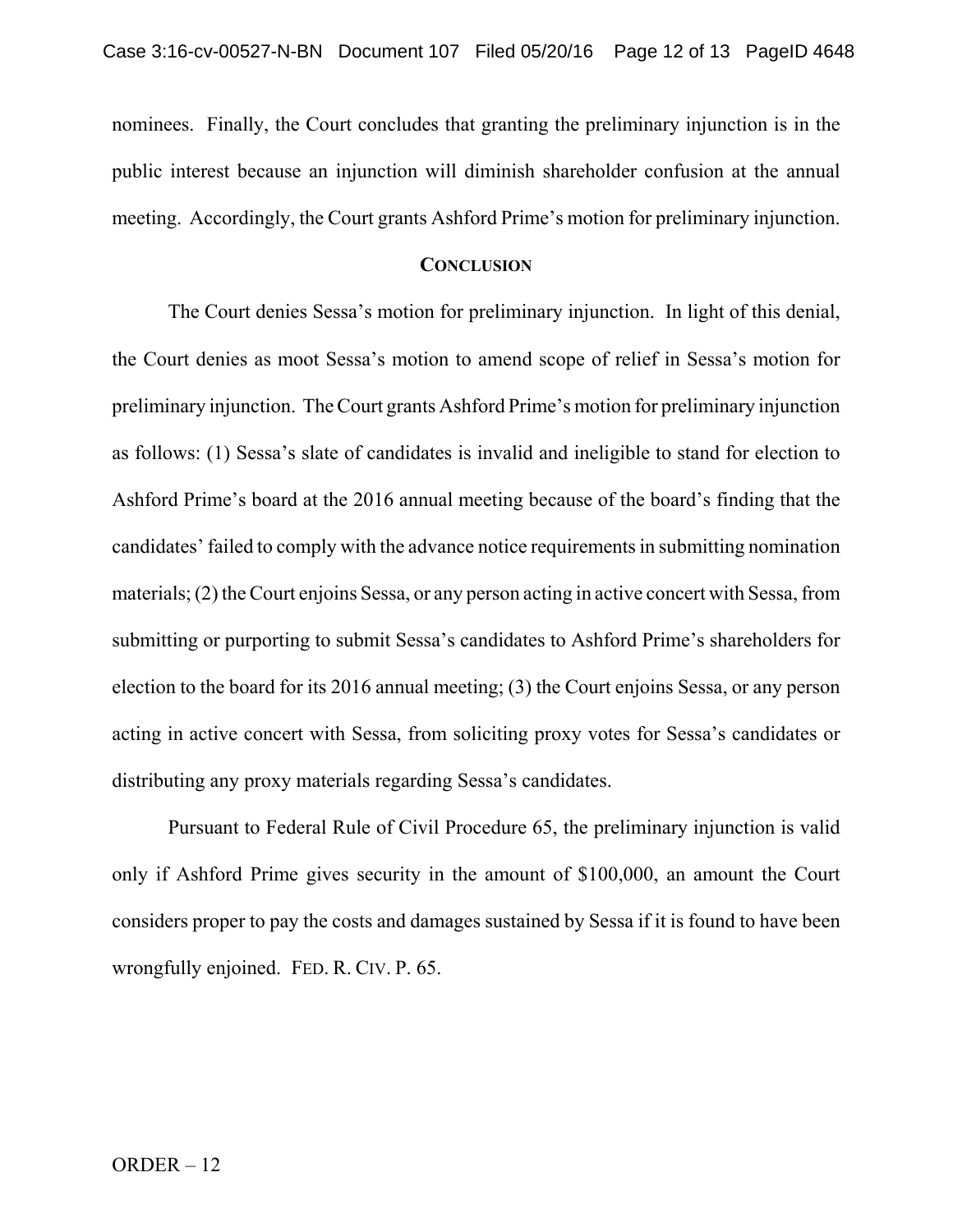nominees. Finally, the Court concludes that granting the preliminary injunction is in the public interest because an injunction will diminish shareholder confusion at the annual meeting. Accordingly, the Court grants Ashford Prime's motion for preliminary injunction.

## CONCLUSION

The Court denies Sessa's motion for preliminary injunction. In light of this denial, the Court denies as moot Sessa's motion to amend scope of relief in Sessa's motion for preliminary injunction. The Court grants Ashford Prime's motion for preliminary injunction as follows: (1) Sessa's slate of candidates is invalid and ineligible to stand for election to Ashford Prime's board at the 2016 annual meeting because of the board's finding that the candidates' failed to comply with the advance notice requirements in submitting nomination materials; (2) the Court enjoins Sessa, or any person acting in active concert with Sessa, from submitting or purporting to submit Sessa's candidates to Ashford Prime's shareholders for election to the board for its 2016 annual meeting; (3) the Court enjoins Sessa, or any person acting in active concert with Sessa, from soliciting proxy votes for Sessa's candidates or distributing any proxy materials regarding Sessa's candidates.

Pursuant to Federal Rule of Civil Procedure 65, the preliminary injunction is valid only if Ashford Prime gives security in the amount of $100,000, an amount the Court considers proper to pay the costs and damages sustained by Sessa if it is found to have been wrongfully enjoined. FED. R. CIV. P. 65.

ORDER – 12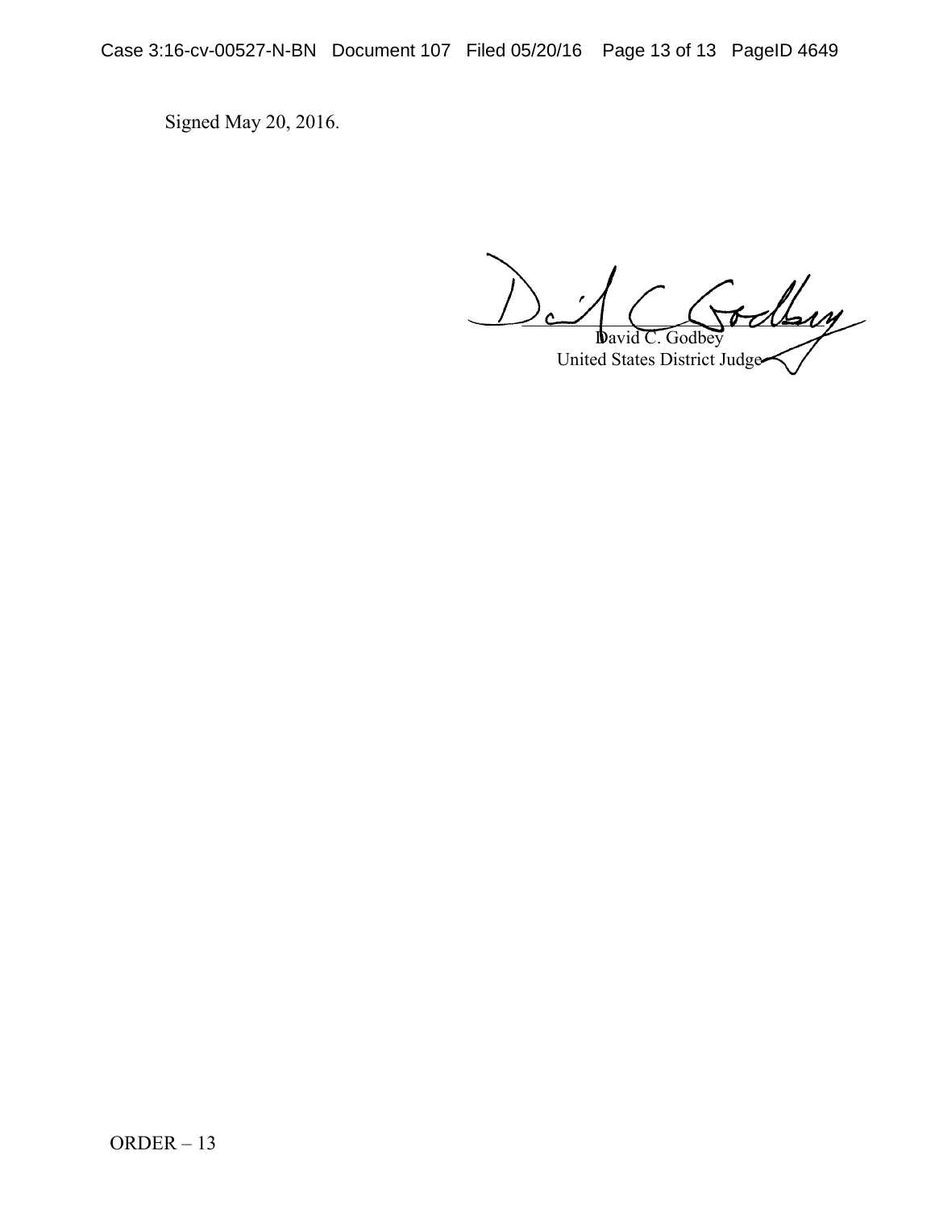Signed May 20, 2016.

David C. Godbey
United States District Judge